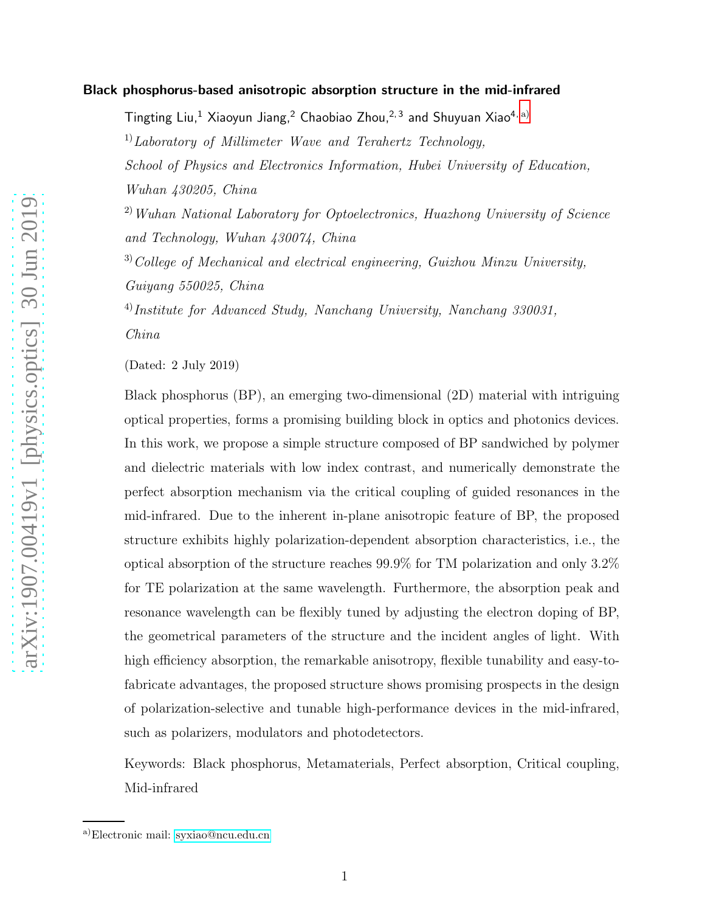# Black phosphorus-based anisotropic absorption structure in the mid-infrared

Tingting Liu,[1] Xiaoyun Jiang,[2] Chaobiao Zhou,[2,3] and Shuyuan Xiao[4,a)]

[1] *Laboratory of Millimeter Wave and Terahertz Technology, School of Physics and Electronics Information, Hubei University of Education, Wuhan 430205, China*

[2] *Wuhan National Laboratory for Optoelectronics, Huazhong University of Science and Technology, Wuhan 430074, China*

[3] *College of Mechanical and electrical engineering, Guizhou Minzu University, Guiyang 550025, China*

[4] *Institute for Advanced Study, Nanchang University, Nanchang 330031, China*

(Dated: 2 July 2019)

Black phosphorus (BP), an emerging two-dimensional (2D) material with intriguing optical properties, forms a promising building block in optics and photonics devices. In this work, we propose a simple structure composed of BP sandwiched by polymer and dielectric materials with low index contrast, and numerically demonstrate the perfect absorption mechanism via the critical coupling of guided resonances in the mid-infrared. Due to the inherent in-plane anisotropic feature of BP, the proposed structure exhibits highly polarization-dependent absorption characteristics, i.e., the optical absorption of the structure reaches 99.9% for TM polarization and only 3.2% for TE polarization at the same wavelength. Furthermore, the absorption peak and resonance wavelength can be flexibly tuned by adjusting the electron doping of BP, the geometrical parameters of the structure and the incident angles of light. With high efficiency absorption, the remarkable anisotropy, flexible tunability and easy-to-fabricate advantages, the proposed structure shows promising prospects in the design of polarization-selective and tunable high-performance devices in the mid-infrared, such as polarizers, modulators and photodetectors.

Keywords: Black phosphorus, Metamaterials, Perfect absorption, Critical coupling, Mid-infrared

[a)] Electronic mail: syxiao@ncu.edu.cn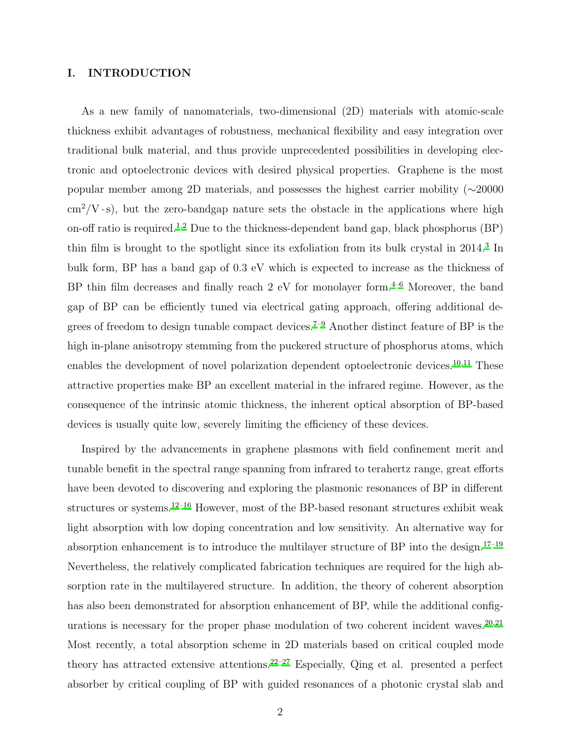## I. INTRODUCTION

As a new family of nanomaterials, two-dimensional (2D) materials with atomic-scale thickness exhibit advantages of robustness, mechanical flexibility and easy integration over traditional bulk material, and thus provide unprecedented possibilities in developing electronic and optoelectronic devices with desired physical properties. Graphene is the most popular member among 2D materials, and possesses the highest carrier mobility (∼20000 $\mathrm{cm^2/V \cdot s}$), but the zero-bandgap nature sets the obstacle in the applications where high on-off ratio is required.[1,2] Due to the thickness-dependent band gap, black phosphorus (BP) thin film is brought to the spotlight since its exfoliation from its bulk crystal in 2014.[3] In bulk form, BP has a band gap of 0.3 eV which is expected to increase as the thickness of BP thin film decreases and finally reach 2 eV for monolayer form.[4–6] Moreover, the band gap of BP can be efficiently tuned via electrical gating approach, offering additional degrees of freedom to design tunable compact devices.[7–9] Another distinct feature of BP is the high in-plane anisotropy stemming from the puckered structure of phosphorus atoms, which enables the development of novel polarization dependent optoelectronic devices.[10,11] These attractive properties make BP an excellent material in the infrared regime. However, as the consequence of the intrinsic atomic thickness, the inherent optical absorption of BP-based devices is usually quite low, severely limiting the efficiency of these devices.

Inspired by the advancements in graphene plasmons with field confinement merit and tunable benefit in the spectral range spanning from infrared to terahertz range, great efforts have been devoted to discovering and exploring the plasmonic resonances of BP in different structures or systems.[12–16] However, most of the BP-based resonant structures exhibit weak light absorption with low doping concentration and low sensitivity. An alternative way for absorption enhancement is to introduce the multilayer structure of BP into the design.[17–19] Nevertheless, the relatively complicated fabrication techniques are required for the high absorption rate in the multilayered structure. In addition, the theory of coherent absorption has also been demonstrated for absorption enhancement of BP, while the additional configurations is necessary for the proper phase modulation of two coherent incident waves.[20,21] Most recently, a total absorption scheme in 2D materials based on critical coupled mode theory has attracted extensive attentions.[22–27] Especially, Qing et al. presented a perfect absorber by critical coupling of BP with guided resonances of a photonic crystal slab and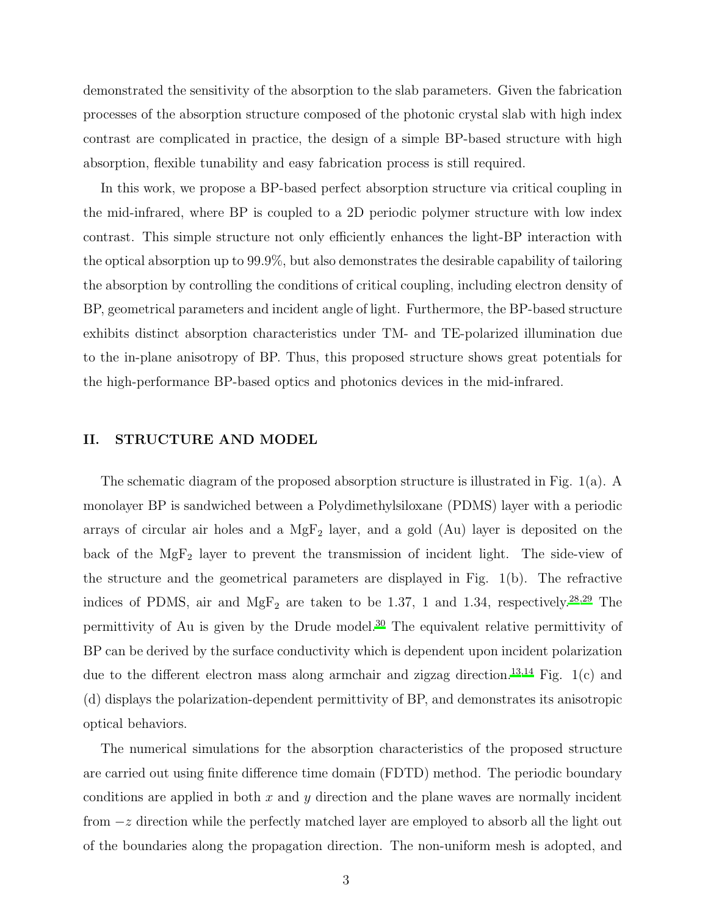demonstrated the sensitivity of the absorption to the slab parameters. Given the fabrication processes of the absorption structure composed of the photonic crystal slab with high index contrast are complicated in practice, the design of a simple BP-based structure with high absorption, flexible tunability and easy fabrication process is still required.

In this work, we propose a BP-based perfect absorption structure via critical coupling in the mid-infrared, where BP is coupled to a 2D periodic polymer structure with low index contrast. This simple structure not only efficiently enhances the light-BP interaction with the optical absorption up to 99.9%, but also demonstrates the desirable capability of tailoring the absorption by controlling the conditions of critical coupling, including electron density of BP, geometrical parameters and incident angle of light. Furthermore, the BP-based structure exhibits distinct absorption characteristics under TM- and TE-polarized illumination due to the in-plane anisotropy of BP. Thus, this proposed structure shows great potentials for the high-performance BP-based optics and photonics devices in the mid-infrared.

## II. STRUCTURE AND MODEL

The schematic diagram of the proposed absorption structure is illustrated in Fig. 1(a). A monolayer BP is sandwiched between a Polydimethylsiloxane (PDMS) layer with a periodic arrays of circular air holes and a $MgF_2$ layer, and a gold (Au) layer is deposited on the back of the $MgF_2$ layer to prevent the transmission of incident light. The side-view of the structure and the geometrical parameters are displayed in Fig. 1(b). The refractive indices of PDMS, air and $MgF_2$ are taken to be 1.37, 1 and 1.34, respectively.[28,29] The permittivity of Au is given by the Drude model.[30] The equivalent relative permittivity of BP can be derived by the surface conductivity which is dependent upon incident polarization due to the different electron mass along armchair and zigzag direction.[13,14] Fig. 1(c) and (d) displays the polarization-dependent permittivity of BP, and demonstrates its anisotropic optical behaviors.

The numerical simulations for the absorption characteristics of the proposed structure are carried out using finite difference time domain (FDTD) method. The periodic boundary conditions are applied in both $x$ and $y$ direction and the plane waves are normally incident from $-z$ direction while the perfectly matched layer are employed to absorb all the light out of the boundaries along the propagation direction. The non-uniform mesh is adopted, and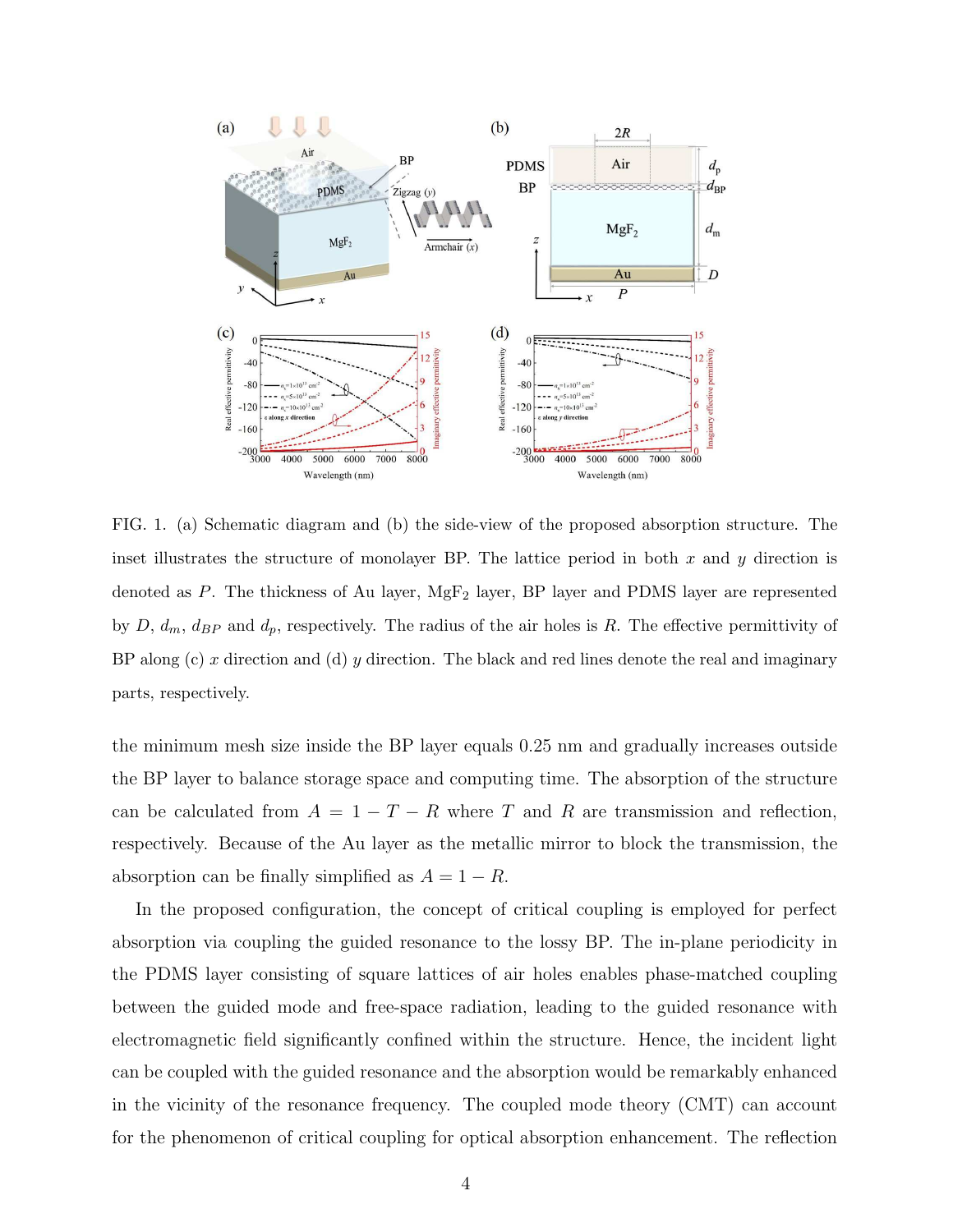FIG. 1. (a) Schematic diagram and (b) the side-view of the proposed absorption structure. The inset illustrates the structure of monolayer BP. The lattice period in both $x$ and $y$ direction is denoted as $P$. The thickness of Au layer, $MgF_2$ layer, BP layer and PDMS layer are represented by $D$, $d_m$, $d_{BP}$ and $d_p$, respectively. The radius of the air holes is $R$. The effective permittivity of BP along (c) $x$ direction and (d) $y$ direction. The black and red lines denote the real and imaginary parts, respectively.

the minimum mesh size inside the BP layer equals 0.25 nm and gradually increases outside the BP layer to balance storage space and computing time. The absorption of the structure can be calculated from $A = 1 - T - R$ where $T$ and $R$ are transmission and reflection, respectively. Because of the Au layer as the metallic mirror to block the transmission, the absorption can be finally simplified as $A = 1 - R$.

In the proposed configuration, the concept of critical coupling is employed for perfect absorption via coupling the guided resonance to the lossy BP. The in-plane periodicity in the PDMS layer consisting of square lattices of air holes enables phase-matched coupling between the guided mode and free-space radiation, leading to the guided resonance with electromagnetic field significantly confined within the structure. Hence, the incident light can be coupled with the guided resonance and the absorption would be remarkably enhanced in the vicinity of the resonance frequency. The coupled mode theory (CMT) can account for the phenomenon of critical coupling for optical absorption enhancement. The reflection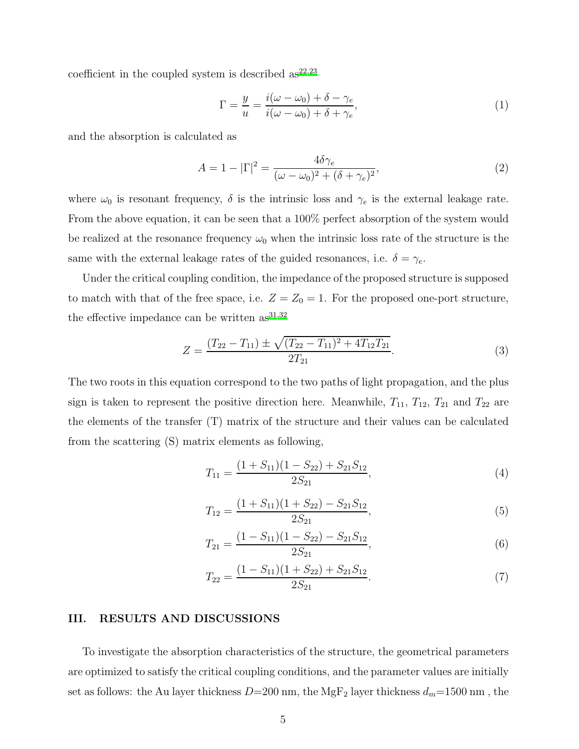coefficient in the coupled system is described as[22,23]

$$\Gamma = \frac{y}{u} = \frac{i(\omega - \omega_0) + \delta - \gamma_e}{i(\omega - \omega_0) + \delta + \gamma_e}, \tag{1}$$

and the absorption is calculated as

$$A = 1 - |\Gamma|^2 = \frac{4\delta\gamma_e}{(\omega - \omega_0)^2 + (\delta + \gamma_e)^2}, \tag{2}$$

where $\omega_0$ is resonant frequency, $\delta$ is the intrinsic loss and $\gamma_e$ is the external leakage rate. From the above equation, it can be seen that a 100% perfect absorption of the system would be realized at the resonance frequency $\omega_0$ when the intrinsic loss rate of the structure is the same with the external leakage rates of the guided resonances, i.e. $\delta = \gamma_e$.

Under the critical coupling condition, the impedance of the proposed structure is supposed to match with that of the free space, i.e. $Z = Z_0 = 1$. For the proposed one-port structure, the effective impedance can be written as[31,32]

$$Z = \frac{(T_{22} - T_{11}) \pm \sqrt{(T_{22} - T_{11})^2 + 4T_{12}T_{21}}}{2T_{21}}. \tag{3}$$

The two roots in this equation correspond to the two paths of light propagation, and the plus sign is taken to represent the positive direction here. Meanwhile, $T_{11}$, $T_{12}$, $T_{21}$ and $T_{22}$ are the elements of the transfer (T) matrix of the structure and their values can be calculated from the scattering (S) matrix elements as following,

$$T_{11} = \frac{(1 + S_{11})(1 - S_{22}) + S_{21}S_{12}}{2S_{21}}, \tag{4}$$

$$T_{12} = \frac{(1 + S_{11})(1 + S_{22}) - S_{21}S_{12}}{2S_{21}}, \tag{5}$$

$$T_{21} = \frac{(1 - S_{11})(1 - S_{22}) - S_{21}S_{12}}{2S_{21}}, \tag{6}$$

$$T_{22} = \frac{(1 - S_{11})(1 + S_{22}) + S_{21}S_{12}}{2S_{21}}. \tag{7}$$

## III. RESULTS AND DISCUSSIONS

To investigate the absorption characteristics of the structure, the geometrical parameters are optimized to satisfy the critical coupling conditions, and the parameter values are initially set as follows: the Au layer thickness $D$=200 nm, the $MgF_2$ layer thickness $d_m$=1500 nm , the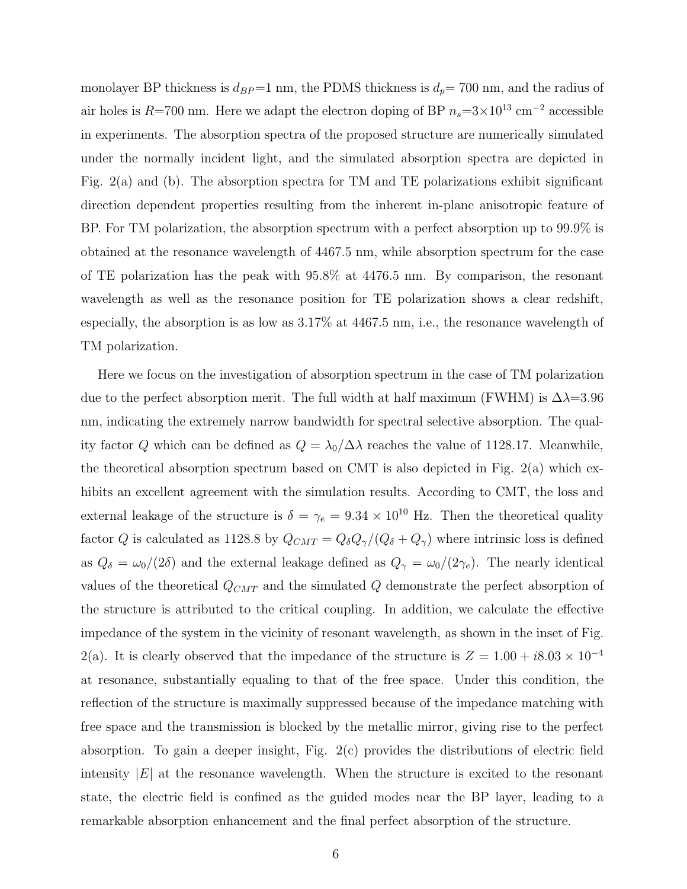monolayer BP thickness is $d_{BP}$=1 nm, the PDMS thickness is $d_p$= 700 nm, and the radius of air holes is $R$=700 nm. Here we adapt the electron doping of BP $n_s$=3×10$^{13}$ cm$^{-2}$ accessible in experiments. The absorption spectra of the proposed structure are numerically simulated under the normally incident light, and the simulated absorption spectra are depicted in Fig. 2(a) and (b). The absorption spectra for TM and TE polarizations exhibit significant direction dependent properties resulting from the inherent in-plane anisotropic feature of BP. For TM polarization, the absorption spectrum with a perfect absorption up to 99.9% is obtained at the resonance wavelength of 4467.5 nm, while absorption spectrum for the case of TE polarization has the peak with 95.8% at 4476.5 nm. By comparison, the resonant wavelength as well as the resonance position for TE polarization shows a clear redshift, especially, the absorption is as low as 3.17% at 4467.5 nm, i.e., the resonance wavelength of TM polarization.

Here we focus on the investigation of absorption spectrum in the case of TM polarization due to the perfect absorption merit. The full width at half maximum (FWHM) is $\Delta\lambda$=3.96 nm, indicating the extremely narrow bandwidth for spectral selective absorption. The quality factor $Q$ which can be defined as $Q = \lambda_0/\Delta\lambda$ reaches the value of 1128.17. Meanwhile, the theoretical absorption spectrum based on CMT is also depicted in Fig. 2(a) which exhibits an excellent agreement with the simulation results. According to CMT, the loss and external leakage of the structure is $\delta = \gamma_e = 9.34 \times 10^{10}$ Hz. Then the theoretical quality factor $Q$ is calculated as 1128.8 by $Q_{CMT} = Q_\delta Q_\gamma/(Q_\delta + Q_\gamma)$ where intrinsic loss is defined as $Q_\delta = \omega_0/(2\delta)$ and the external leakage defined as $Q_\gamma = \omega_0/(2\gamma_e)$. The nearly identical values of the theoretical $Q_{CMT}$ and the simulated $Q$ demonstrate the perfect absorption of the structure is attributed to the critical coupling. In addition, we calculate the effective impedance of the system in the vicinity of resonant wavelength, as shown in the inset of Fig. 2(a). It is clearly observed that the impedance of the structure is $Z = 1.00 + i8.03 \times 10^{-4}$ at resonance, substantially equaling to that of the free space. Under this condition, the reflection of the structure is maximally suppressed because of the impedance matching with free space and the transmission is blocked by the metallic mirror, giving rise to the perfect absorption. To gain a deeper insight, Fig. 2(c) provides the distributions of electric field intensity $|E|$ at the resonance wavelength. When the structure is excited to the resonant state, the electric field is confined as the guided modes near the BP layer, leading to a remarkable absorption enhancement and the final perfect absorption of the structure.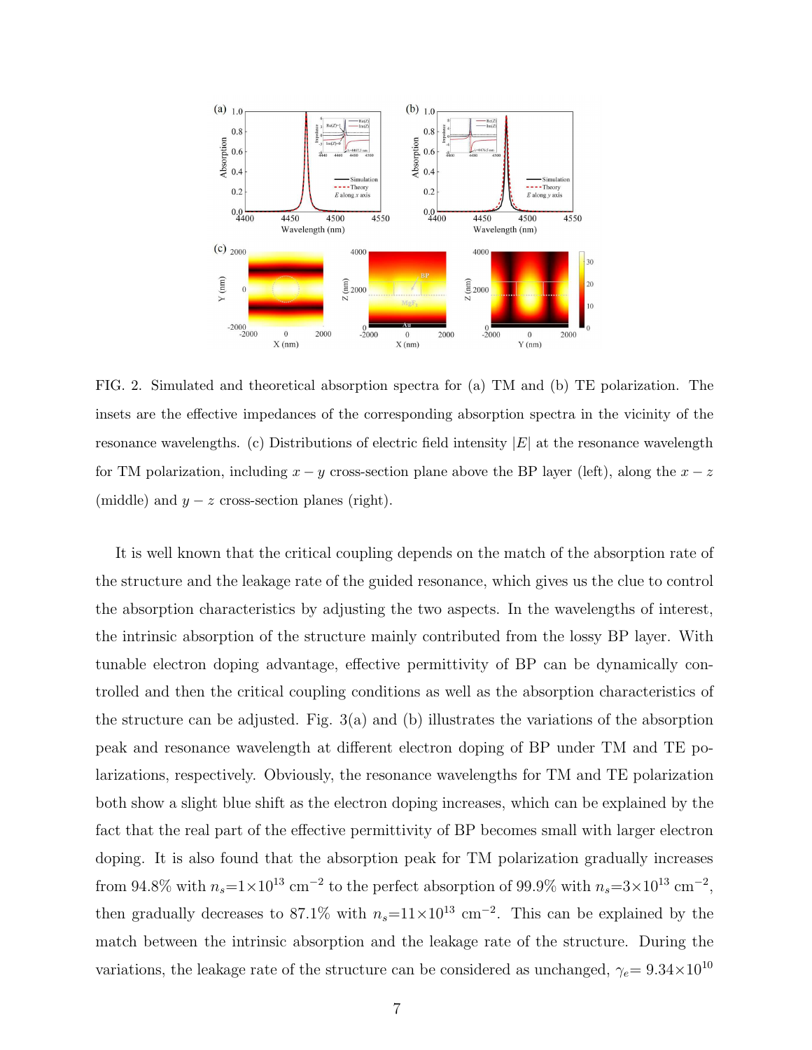FIG. 2. Simulated and theoretical absorption spectra for (a) TM and (b) TE polarization. The insets are the effective impedances of the corresponding absorption spectra in the vicinity of the resonance wavelengths. (c) Distributions of electric field intensity $|E|$ at the resonance wavelength for TM polarization, including $x-y$ cross-section plane above the BP layer (left), along the $x-z$ (middle) and $y-z$ cross-section planes (right).

It is well known that the critical coupling depends on the match of the absorption rate of the structure and the leakage rate of the guided resonance, which gives us the clue to control the absorption characteristics by adjusting the two aspects. In the wavelengths of interest, the intrinsic absorption of the structure mainly contributed from the lossy BP layer. With tunable electron doping advantage, effective permittivity of BP can be dynamically controlled and then the critical coupling conditions as well as the absorption characteristics of the structure can be adjusted. Fig. 3(a) and (b) illustrates the variations of the absorption peak and resonance wavelength at different electron doping of BP under TM and TE polarizations, respectively. Obviously, the resonance wavelengths for TM and TE polarization both show a slight blue shift as the electron doping increases, which can be explained by the fact that the real part of the effective permittivity of BP becomes small with larger electron doping. It is also found that the absorption peak for TM polarization gradually increases from 94.8% with $n_s$=1×10$^{13}$ cm$^{-2}$ to the perfect absorption of 99.9% with $n_s$=3×10$^{13}$ cm$^{-2}$, then gradually decreases to 87.1% with $n_s$=11×10$^{13}$ cm$^{-2}$. This can be explained by the match between the intrinsic absorption and the leakage rate of the structure. During the variations, the leakage rate of the structure can be considered as unchanged, $\gamma_e$= 9.34×10$^{10}$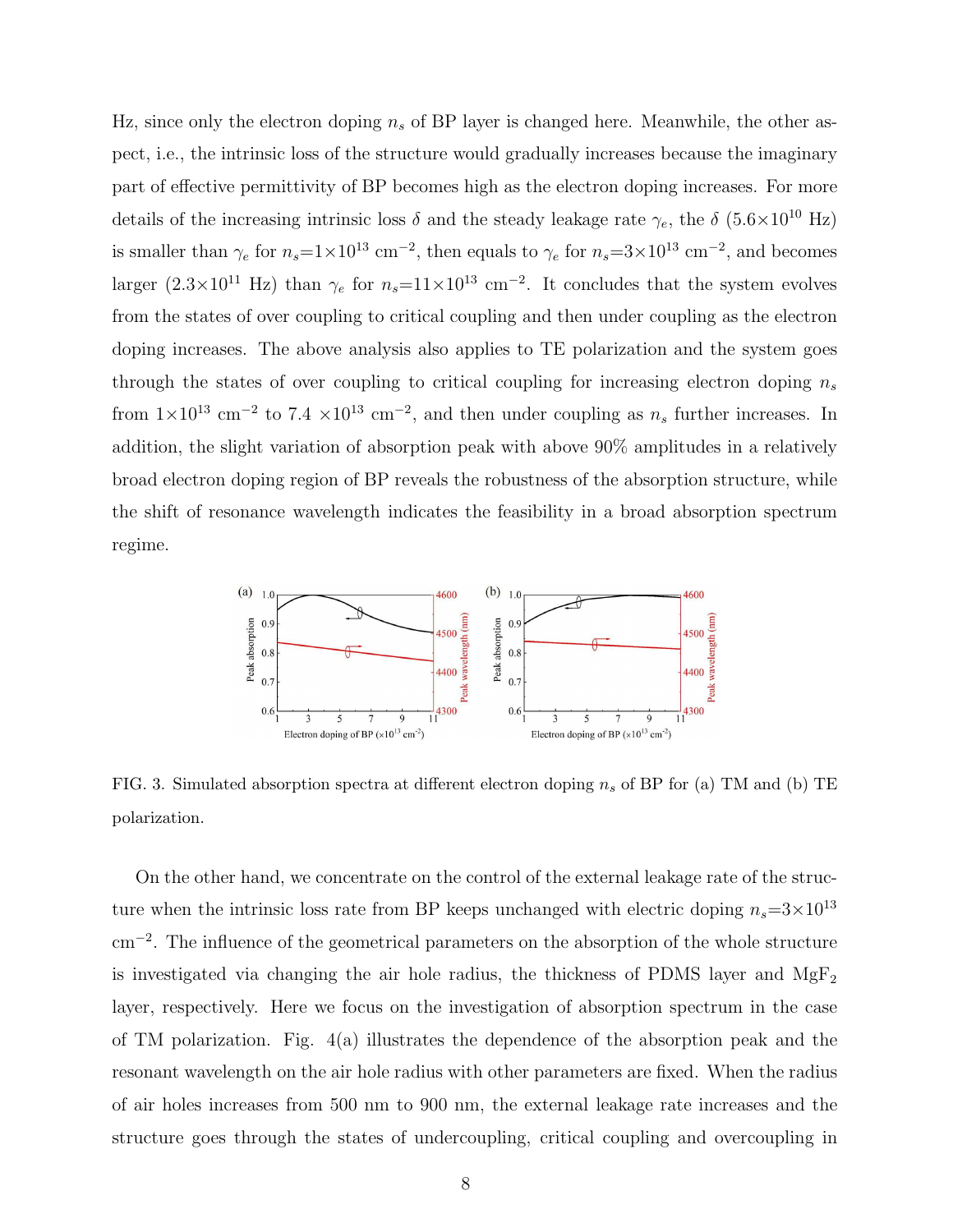Hz, since only the electron doping $n_s$ of BP layer is changed here. Meanwhile, the other aspect, i.e., the intrinsic loss of the structure would gradually increases because the imaginary part of effective permittivity of BP becomes high as the electron doping increases. For more details of the increasing intrinsic loss $\delta$ and the steady leakage rate $\gamma_e$, the $\delta$ ($5.6\times10^{10}$ Hz) is smaller than $\gamma_e$ for $n_s$=$1\times10^{13}$ cm$^{-2}$, then equals to $\gamma_e$ for $n_s$=$3\times10^{13}$ cm$^{-2}$, and becomes larger ($2.3\times10^{11}$ Hz) than $\gamma_e$ for $n_s$=$11\times10^{13}$ cm$^{-2}$. It concludes that the system evolves from the states of over coupling to critical coupling and then under coupling as the electron doping increases. The above analysis also applies to TE polarization and the system goes through the states of over coupling to critical coupling for increasing electron doping $n_s$ from $1\times10^{13}$ cm$^{-2}$ to $7.4\times10^{13}$ cm$^{-2}$, and then under coupling as $n_s$ further increases. In addition, the slight variation of absorption peak with above 90% amplitudes in a relatively broad electron doping region of BP reveals the robustness of the absorption structure, while the shift of resonance wavelength indicates the feasibility in a broad absorption spectrum regime.

FIG. 3. Simulated absorption spectra at different electron doping $n_s$ of BP for (a) TM and (b) TE polarization.

On the other hand, we concentrate on the control of the external leakage rate of the structure when the intrinsic loss rate from BP keeps unchanged with electric doping $n_s$=$3\times10^{13}$ cm$^{-2}$. The influence of the geometrical parameters on the absorption of the whole structure is investigated via changing the air hole radius, the thickness of PDMS layer and $MgF_2$ layer, respectively. Here we focus on the investigation of absorption spectrum in the case of TM polarization. Fig. 4(a) illustrates the dependence of the absorption peak and the resonant wavelength on the air hole radius with other parameters are fixed. When the radius of air holes increases from 500 nm to 900 nm, the external leakage rate increases and the structure goes through the states of undercoupling, critical coupling and overcoupling in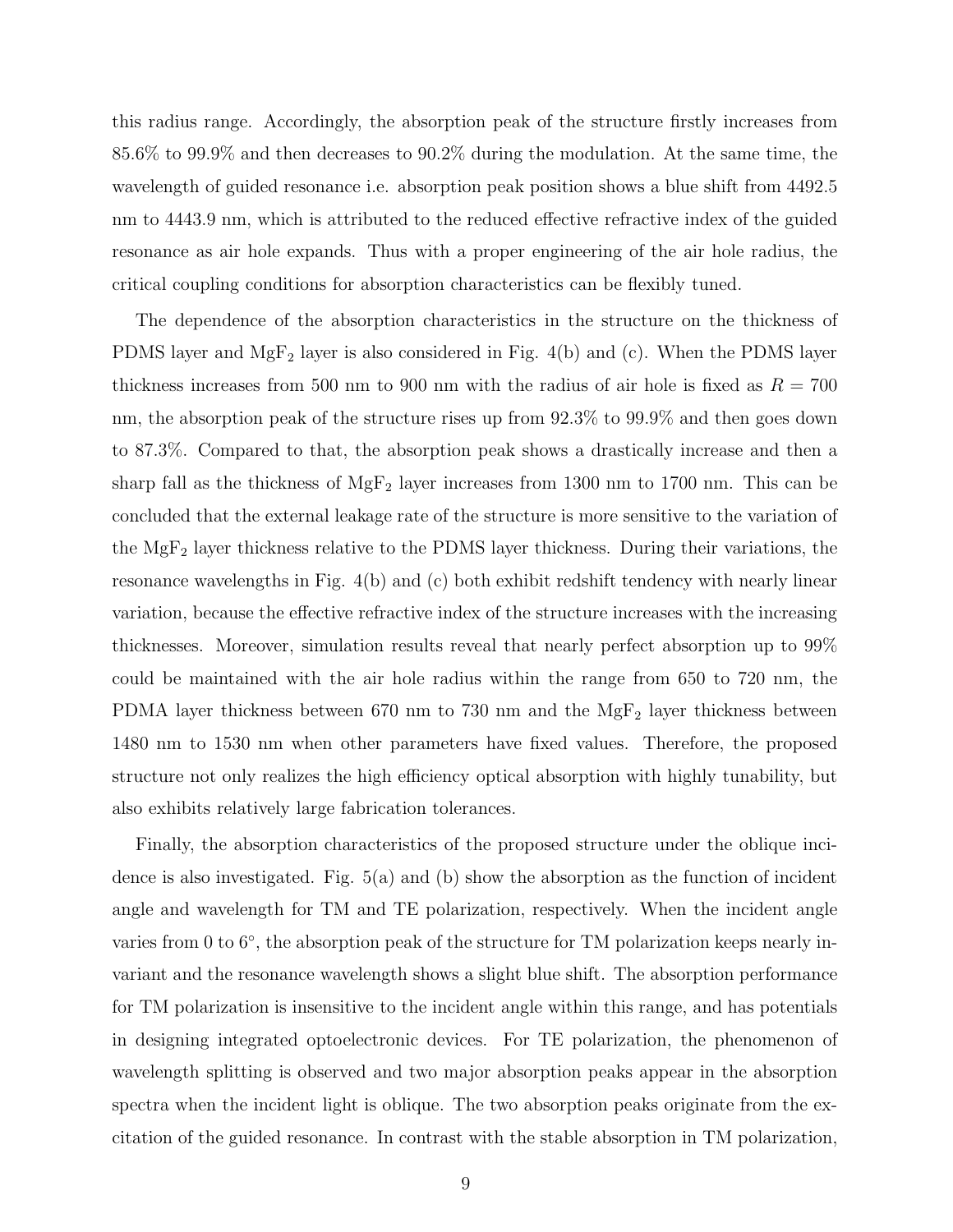this radius range. Accordingly, the absorption peak of the structure firstly increases from 85.6% to 99.9% and then decreases to 90.2% during the modulation. At the same time, the wavelength of guided resonance i.e. absorption peak position shows a blue shift from 4492.5 nm to 4443.9 nm, which is attributed to the reduced effective refractive index of the guided resonance as air hole expands. Thus with a proper engineering of the air hole radius, the critical coupling conditions for absorption characteristics can be flexibly tuned.

The dependence of the absorption characteristics in the structure on the thickness of PDMS layer and $MgF_2$ layer is also considered in Fig. 4(b) and (c). When the PDMS layer thickness increases from 500 nm to 900 nm with the radius of air hole is fixed as $R = 700$ nm, the absorption peak of the structure rises up from 92.3% to 99.9% and then goes down to 87.3%. Compared to that, the absorption peak shows a drastically increase and then a sharp fall as the thickness of $MgF_2$ layer increases from 1300 nm to 1700 nm. This can be concluded that the external leakage rate of the structure is more sensitive to the variation of the $MgF_2$ layer thickness relative to the PDMS layer thickness. During their variations, the resonance wavelengths in Fig. 4(b) and (c) both exhibit redshift tendency with nearly linear variation, because the effective refractive index of the structure increases with the increasing thicknesses. Moreover, simulation results reveal that nearly perfect absorption up to 99% could be maintained with the air hole radius within the range from 650 to 720 nm, the PDMA layer thickness between 670 nm to 730 nm and the $MgF_2$ layer thickness between 1480 nm to 1530 nm when other parameters have fixed values. Therefore, the proposed structure not only realizes the high efficiency optical absorption with highly tunability, but also exhibits relatively large fabrication tolerances.

Finally, the absorption characteristics of the proposed structure under the oblique incidence is also investigated. Fig. 5(a) and (b) show the absorption as the function of incident angle and wavelength for TM and TE polarization, respectively. When the incident angle varies from 0 to 6°, the absorption peak of the structure for TM polarization keeps nearly invariant and the resonance wavelength shows a slight blue shift. The absorption performance for TM polarization is insensitive to the incident angle within this range, and has potentials in designing integrated optoelectronic devices. For TE polarization, the phenomenon of wavelength splitting is observed and two major absorption peaks appear in the absorption spectra when the incident light is oblique. The two absorption peaks originate from the excitation of the guided resonance. In contrast with the stable absorption in TM polarization,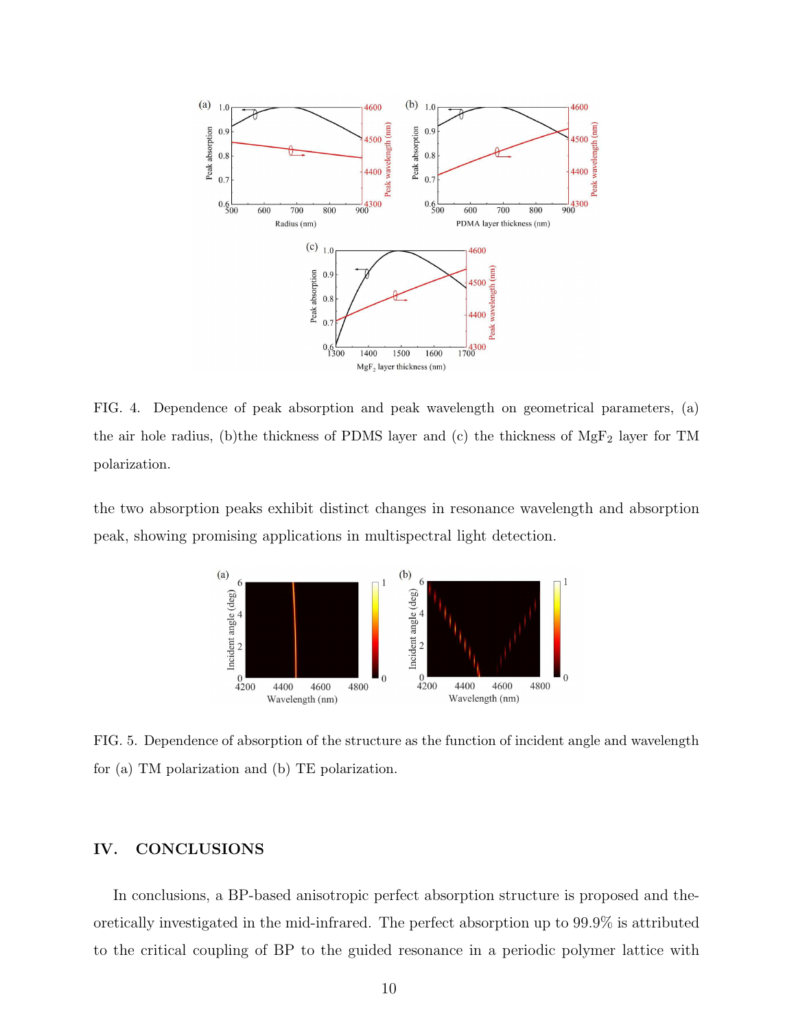FIG. 4. Dependence of peak absorption and peak wavelength on geometrical parameters, (a) the air hole radius, (b)the thickness of PDMS layer and (c) the thickness of $MgF_2$ layer for TM polarization.

the two absorption peaks exhibit distinct changes in resonance wavelength and absorption peak, showing promising applications in multispectral light detection.

FIG. 5. Dependence of absorption of the structure as the function of incident angle and wavelength for (a) TM polarization and (b) TE polarization.

## IV. CONCLUSIONS

In conclusions, a BP-based anisotropic perfect absorption structure is proposed and theoretically investigated in the mid-infrared. The perfect absorption up to 99.9% is attributed to the critical coupling of BP to the guided resonance in a periodic polymer lattice with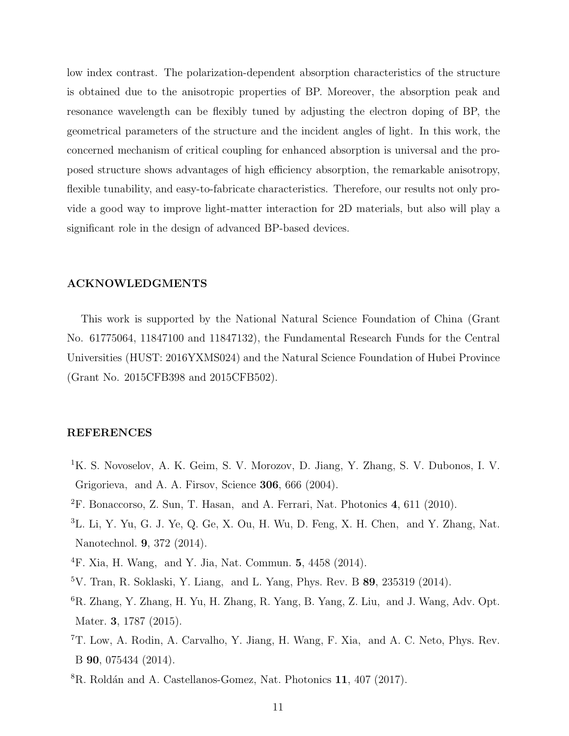low index contrast. The polarization-dependent absorption characteristics of the structure is obtained due to the anisotropic properties of BP. Moreover, the absorption peak and resonance wavelength can be flexibly tuned by adjusting the electron doping of BP, the geometrical parameters of the structure and the incident angles of light. In this work, the concerned mechanism of critical coupling for enhanced absorption is universal and the proposed structure shows advantages of high efficiency absorption, the remarkable anisotropy, flexible tunability, and easy-to-fabricate characteristics. Therefore, our results not only provide a good way to improve light-matter interaction for 2D materials, but also will play a significant role in the design of advanced BP-based devices.

## ACKNOWLEDGMENTS

This work is supported by the National Natural Science Foundation of China (Grant No. 61775064, 11847100 and 11847132), the Fundamental Research Funds for the Central Universities (HUST: 2016YXMS024) and the Natural Science Foundation of Hubei Province (Grant No. 2015CFB398 and 2015CFB502).

## REFERENCES

[1] K. S. Novoselov, A. K. Geim, S. V. Morozov, D. Jiang, Y. Zhang, S. V. Dubonos, I. V. Grigorieva, and A. A. Firsov, Science **306**, 666 (2004).

[2] F. Bonaccorso, Z. Sun, T. Hasan, and A. Ferrari, Nat. Photonics **4**, 611 (2010).

[3] L. Li, Y. Yu, G. J. Ye, Q. Ge, X. Ou, H. Wu, D. Feng, X. H. Chen, and Y. Zhang, Nat. Nanotechnol. **9**, 372 (2014).

[4] F. Xia, H. Wang, and Y. Jia, Nat. Commun. **5**, 4458 (2014).

[5] V. Tran, R. Soklaski, Y. Liang, and L. Yang, Phys. Rev. B **89**, 235319 (2014).

[6] R. Zhang, Y. Zhang, H. Yu, H. Zhang, R. Yang, B. Yang, Z. Liu, and J. Wang, Adv. Opt. Mater. **3**, 1787 (2015).

[7] T. Low, A. Rodin, A. Carvalho, Y. Jiang, H. Wang, F. Xia, and A. C. Neto, Phys. Rev. B **90**, 075434 (2014).

[8] R. Roldán and A. Castellanos-Gomez, Nat. Photonics **11**, 407 (2017).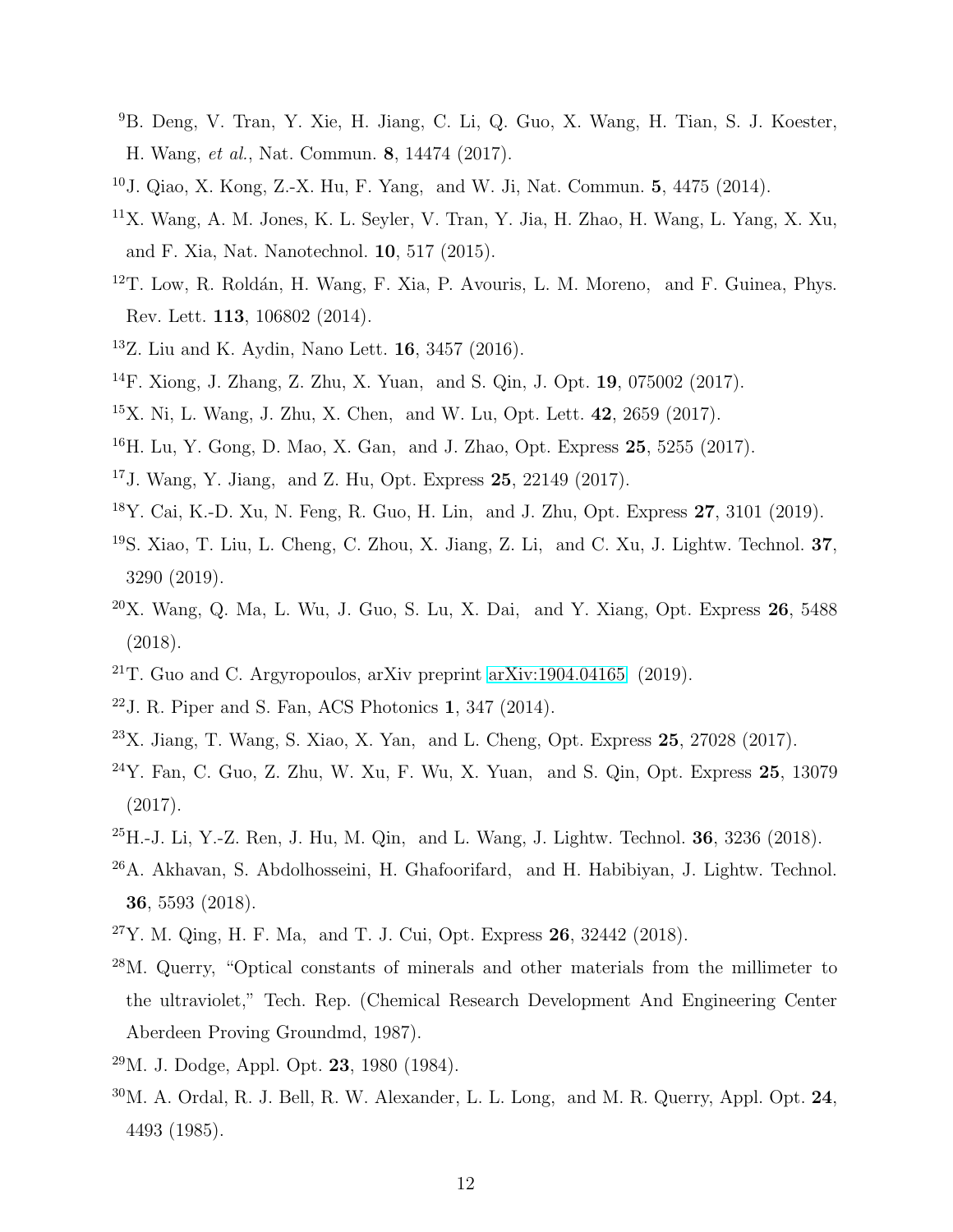[9] B. Deng, V. Tran, Y. Xie, H. Jiang, C. Li, Q. Guo, X. Wang, H. Tian, S. J. Koester, H. Wang, *et al.*, Nat. Commun. **8**, 14474 (2017).

[10] J. Qiao, X. Kong, Z.-X. Hu, F. Yang, and W. Ji, Nat. Commun. **5**, 4475 (2014).

[11] X. Wang, A. M. Jones, K. L. Seyler, V. Tran, Y. Jia, H. Zhao, H. Wang, L. Yang, X. Xu, and F. Xia, Nat. Nanotechnol. **10**, 517 (2015).

[12] T. Low, R. Roldán, H. Wang, F. Xia, P. Avouris, L. M. Moreno, and F. Guinea, Phys. Rev. Lett. **113**, 106802 (2014).

[13] Z. Liu and K. Aydin, Nano Lett. **16**, 3457 (2016).

[14] F. Xiong, J. Zhang, Z. Zhu, X. Yuan, and S. Qin, J. Opt. **19**, 075002 (2017).

[15] X. Ni, L. Wang, J. Zhu, X. Chen, and W. Lu, Opt. Lett. **42**, 2659 (2017).

[16] H. Lu, Y. Gong, D. Mao, X. Gan, and J. Zhao, Opt. Express **25**, 5255 (2017).

[17] J. Wang, Y. Jiang, and Z. Hu, Opt. Express **25**, 22149 (2017).

[18] Y. Cai, K.-D. Xu, N. Feng, R. Guo, H. Lin, and J. Zhu, Opt. Express **27**, 3101 (2019).

[19] S. Xiao, T. Liu, L. Cheng, C. Zhou, X. Jiang, Z. Li, and C. Xu, J. Lightw. Technol. **37**, 3290 (2019).

[20] X. Wang, Q. Ma, L. Wu, J. Guo, S. Lu, X. Dai, and Y. Xiang, Opt. Express **26**, 5488 (2018).

[21] T. Guo and C. Argyropoulos, arXiv preprint arXiv:1904.04165 (2019).

[22] J. R. Piper and S. Fan, ACS Photonics **1**, 347 (2014).

[23] X. Jiang, T. Wang, S. Xiao, X. Yan, and L. Cheng, Opt. Express **25**, 27028 (2017).

[24] Y. Fan, C. Guo, Z. Zhu, W. Xu, F. Wu, X. Yuan, and S. Qin, Opt. Express **25**, 13079 (2017).

[25] H.-J. Li, Y.-Z. Ren, J. Hu, M. Qin, and L. Wang, J. Lightw. Technol. **36**, 3236 (2018).

[26] A. Akhavan, S. Abdolhosseini, H. Ghafoorifard, and H. Habibiyan, J. Lightw. Technol. **36**, 5593 (2018).

[27] Y. M. Qing, H. F. Ma, and T. J. Cui, Opt. Express **26**, 32442 (2018).

[28] M. Querry, "Optical constants of minerals and other materials from the millimeter to the ultraviolet," Tech. Rep. (Chemical Research Development And Engineering Center Aberdeen Proving Groundmd, 1987).

[29] M. J. Dodge, Appl. Opt. **23**, 1980 (1984).

[30] M. A. Ordal, R. J. Bell, R. W. Alexander, L. L. Long, and M. R. Querry, Appl. Opt. **24**, 4493 (1985).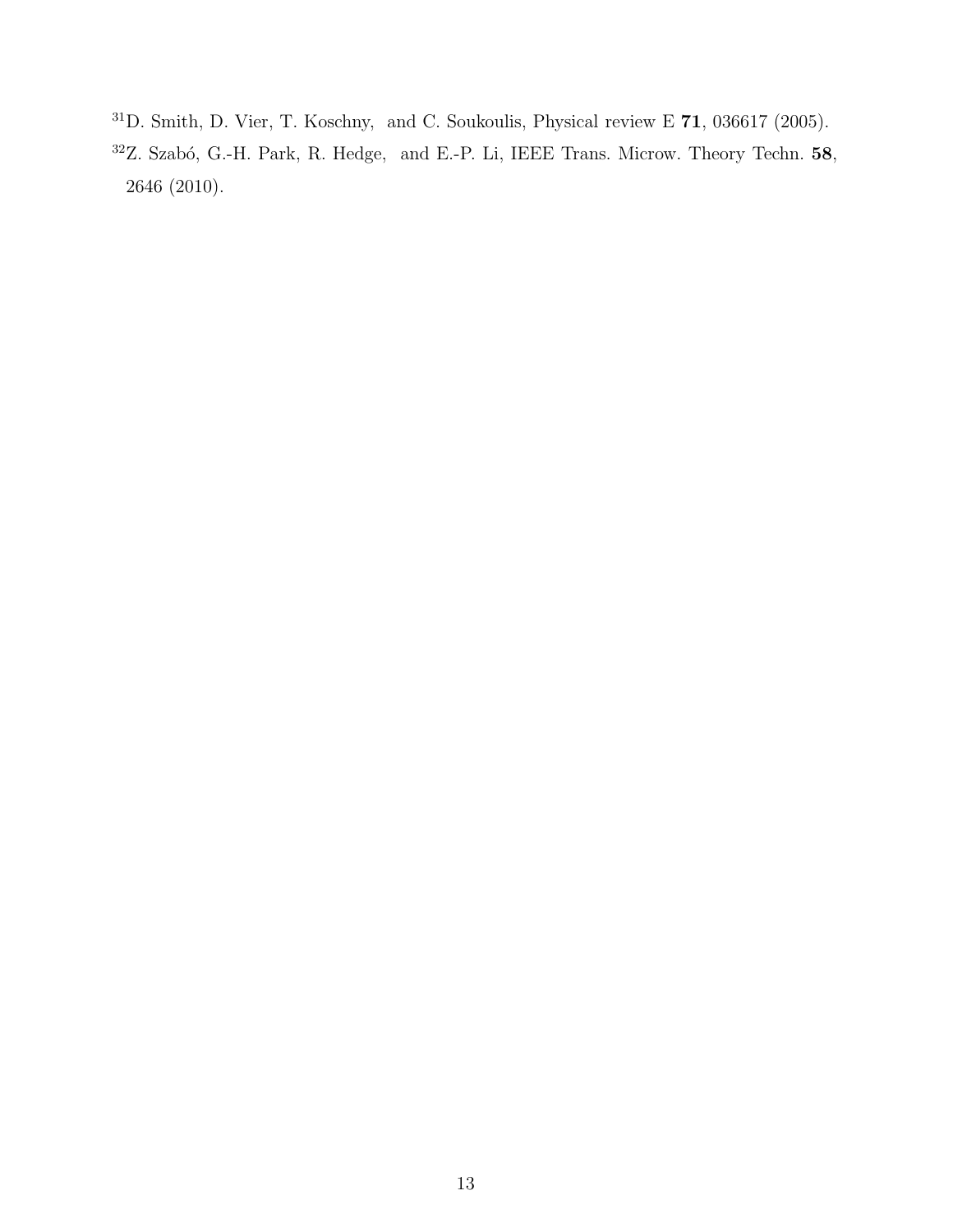[31] D. Smith, D. Vier, T. Koschny, and C. Soukoulis, Physical review E **71**, 036617 (2005).

[32] Z. Szabó, G.-H. Park, R. Hedge, and E.-P. Li, IEEE Trans. Microw. Theory Techn. **58**, 2646 (2010).